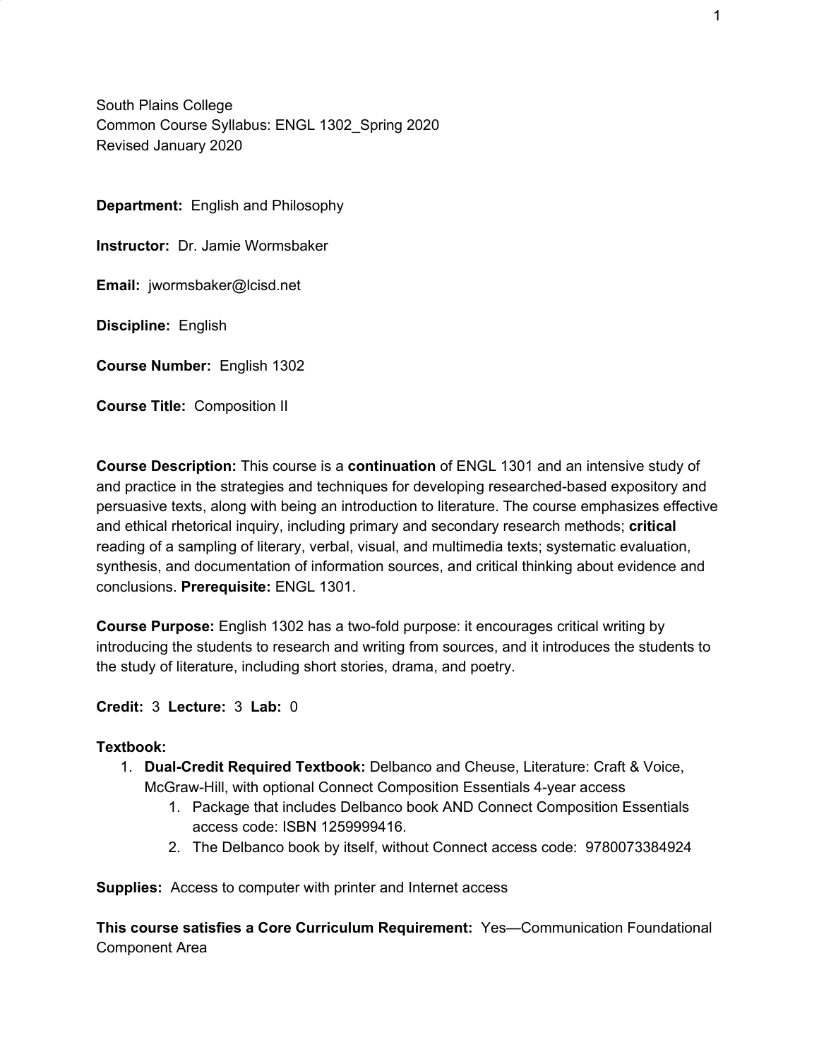South Plains College
Common Course Syllabus: ENGL 1302_Spring 2020
Revised January 2020

**Department:** English and Philosophy

**Instructor:** Dr. Jamie Wormsbaker

**Email:** jwormsbaker@lcisd.net

**Discipline:** English

**Course Number:** English 1302

**Course Title:** Composition II

**Course Description:** This course is a **continuation** of ENGL 1301 and an intensive study of and practice in the strategies and techniques for developing researched-based expository and persuasive texts, along with being an introduction to literature. The course emphasizes effective and ethical rhetorical inquiry, including primary and secondary research methods; **critical** reading of a sampling of literary, verbal, visual, and multimedia texts; systematic evaluation, synthesis, and documentation of information sources, and critical thinking about evidence and conclusions. **Prerequisite:** ENGL 1301.

**Course Purpose:** English 1302 has a two-fold purpose: it encourages critical writing by introducing the students to research and writing from sources, and it introduces the students to the study of literature, including short stories, drama, and poetry.

**Credit:** 3 **Lecture:** 3 **Lab:** 0

**Textbook:**

1. **Dual-Credit Required Textbook:** Delbanco and Cheuse, Literature: Craft & Voice, McGraw-Hill, with optional Connect Composition Essentials 4-year access
    1. Package that includes Delbanco book AND Connect Composition Essentials access code: ISBN 1259999416.
    2. The Delbanco book by itself, without Connect access code: 9780073384924

**Supplies:** Access to computer with printer and Internet access

**This course satisfies a Core Curriculum Requirement:** Yes—Communication Foundational Component Area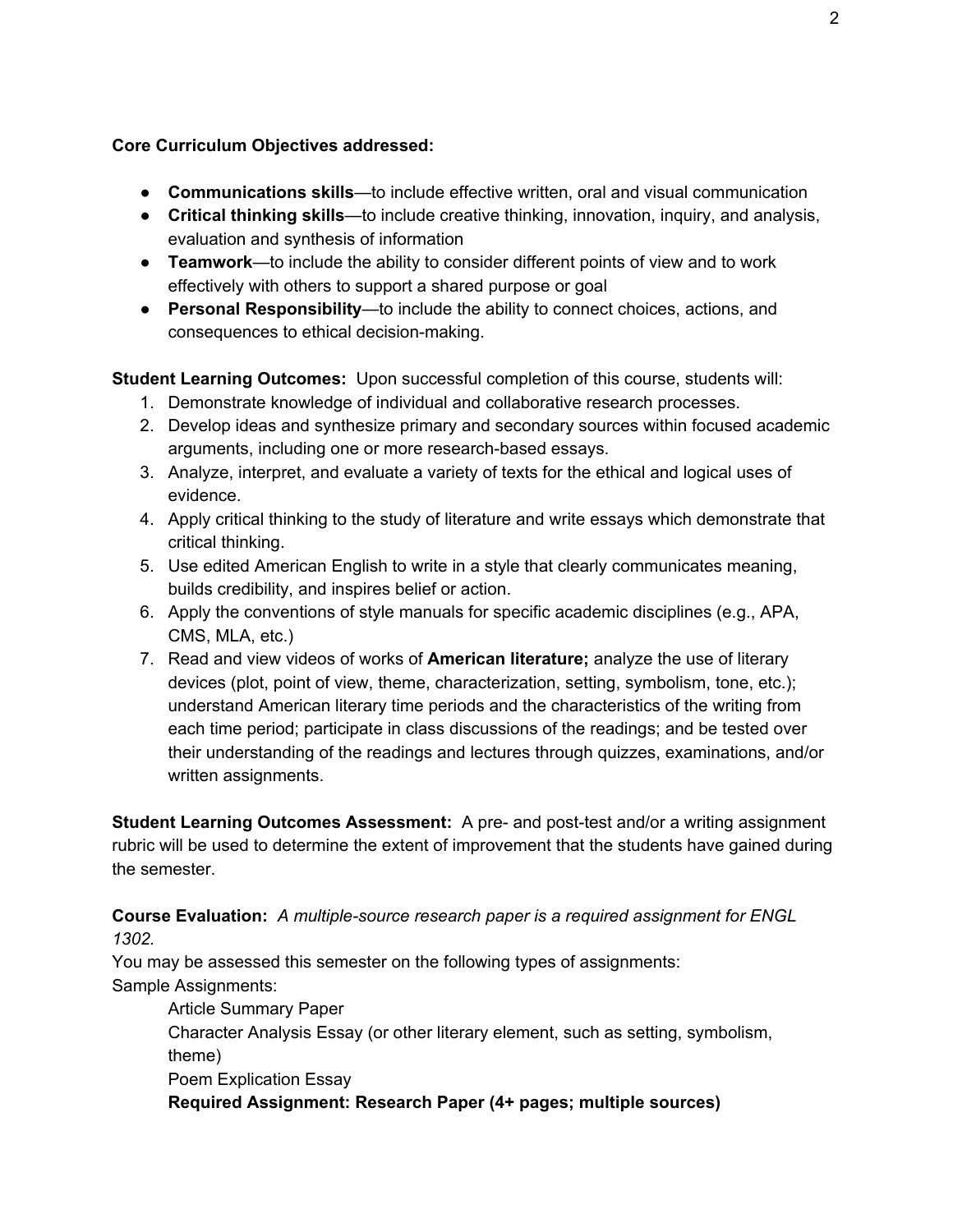**Core Curriculum Objectives addressed:**

- **Communications skills**—to include effective written, oral and visual communication
- **Critical thinking skills**—to include creative thinking, innovation, inquiry, and analysis, evaluation and synthesis of information
- **Teamwork**—to include the ability to consider different points of view and to work effectively with others to support a shared purpose or goal
- **Personal Responsibility**—to include the ability to connect choices, actions, and consequences to ethical decision-making.

**Student Learning Outcomes:** Upon successful completion of this course, students will:

1. Demonstrate knowledge of individual and collaborative research processes.
2. Develop ideas and synthesize primary and secondary sources within focused academic arguments, including one or more research-based essays.
3. Analyze, interpret, and evaluate a variety of texts for the ethical and logical uses of evidence.
4. Apply critical thinking to the study of literature and write essays which demonstrate that critical thinking.
5. Use edited American English to write in a style that clearly communicates meaning, builds credibility, and inspires belief or action.
6. Apply the conventions of style manuals for specific academic disciplines (e.g., APA, CMS, MLA, etc.)
7. Read and view videos of works of **American literature;** analyze the use of literary devices (plot, point of view, theme, characterization, setting, symbolism, tone, etc.); understand American literary time periods and the characteristics of the writing from each time period; participate in class discussions of the readings; and be tested over their understanding of the readings and lectures through quizzes, examinations, and/or written assignments.

**Student Learning Outcomes Assessment:** A pre- and post-test and/or a writing assignment rubric will be used to determine the extent of improvement that the students have gained during the semester.

**Course Evaluation:** *A multiple-source research paper is a required assignment for ENGL 1302.*

You may be assessed this semester on the following types of assignments:

Sample Assignments:

Article Summary Paper

Character Analysis Essay (or other literary element, such as setting, symbolism, theme)

Poem Explication Essay

**Required Assignment: Research Paper (4+ pages; multiple sources)**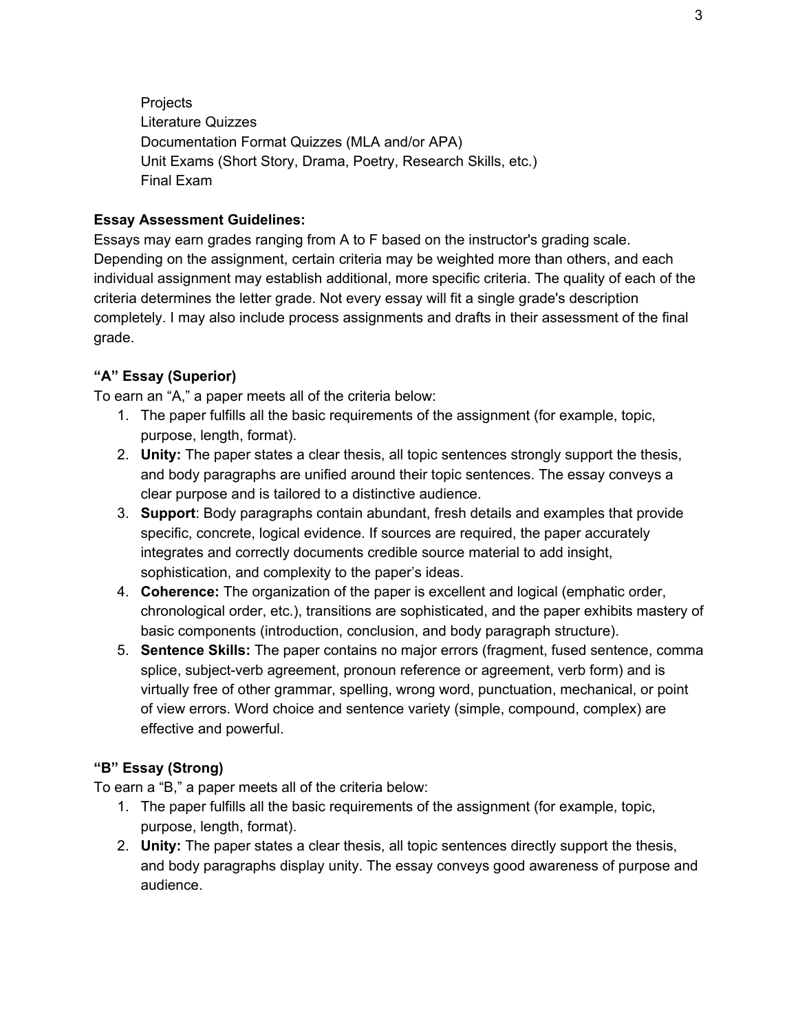Projects
Literature Quizzes
Documentation Format Quizzes (MLA and/or APA)
Unit Exams (Short Story, Drama, Poetry, Research Skills, etc.)
Final Exam

**Essay Assessment Guidelines:**

Essays may earn grades ranging from A to F based on the instructor's grading scale. Depending on the assignment, certain criteria may be weighted more than others, and each individual assignment may establish additional, more specific criteria. The quality of each of the criteria determines the letter grade. Not every essay will fit a single grade's description completely. I may also include process assignments and drafts in their assessment of the final grade.

**"A" Essay (Superior)**

To earn an "A," a paper meets all of the criteria below:

1. The paper fulfills all the basic requirements of the assignment (for example, topic, purpose, length, format).
2. **Unity:** The paper states a clear thesis, all topic sentences strongly support the thesis, and body paragraphs are unified around their topic sentences. The essay conveys a clear purpose and is tailored to a distinctive audience.
3. **Support**: Body paragraphs contain abundant, fresh details and examples that provide specific, concrete, logical evidence. If sources are required, the paper accurately integrates and correctly documents credible source material to add insight, sophistication, and complexity to the paper's ideas.
4. **Coherence:** The organization of the paper is excellent and logical (emphatic order, chronological order, etc.), transitions are sophisticated, and the paper exhibits mastery of basic components (introduction, conclusion, and body paragraph structure).
5. **Sentence Skills:** The paper contains no major errors (fragment, fused sentence, comma splice, subject-verb agreement, pronoun reference or agreement, verb form) and is virtually free of other grammar, spelling, wrong word, punctuation, mechanical, or point of view errors. Word choice and sentence variety (simple, compound, complex) are effective and powerful.

**"B" Essay (Strong)**

To earn a "B," a paper meets all of the criteria below:

1. The paper fulfills all the basic requirements of the assignment (for example, topic, purpose, length, format).
2. **Unity:** The paper states a clear thesis, all topic sentences directly support the thesis, and body paragraphs display unity. The essay conveys good awareness of purpose and audience.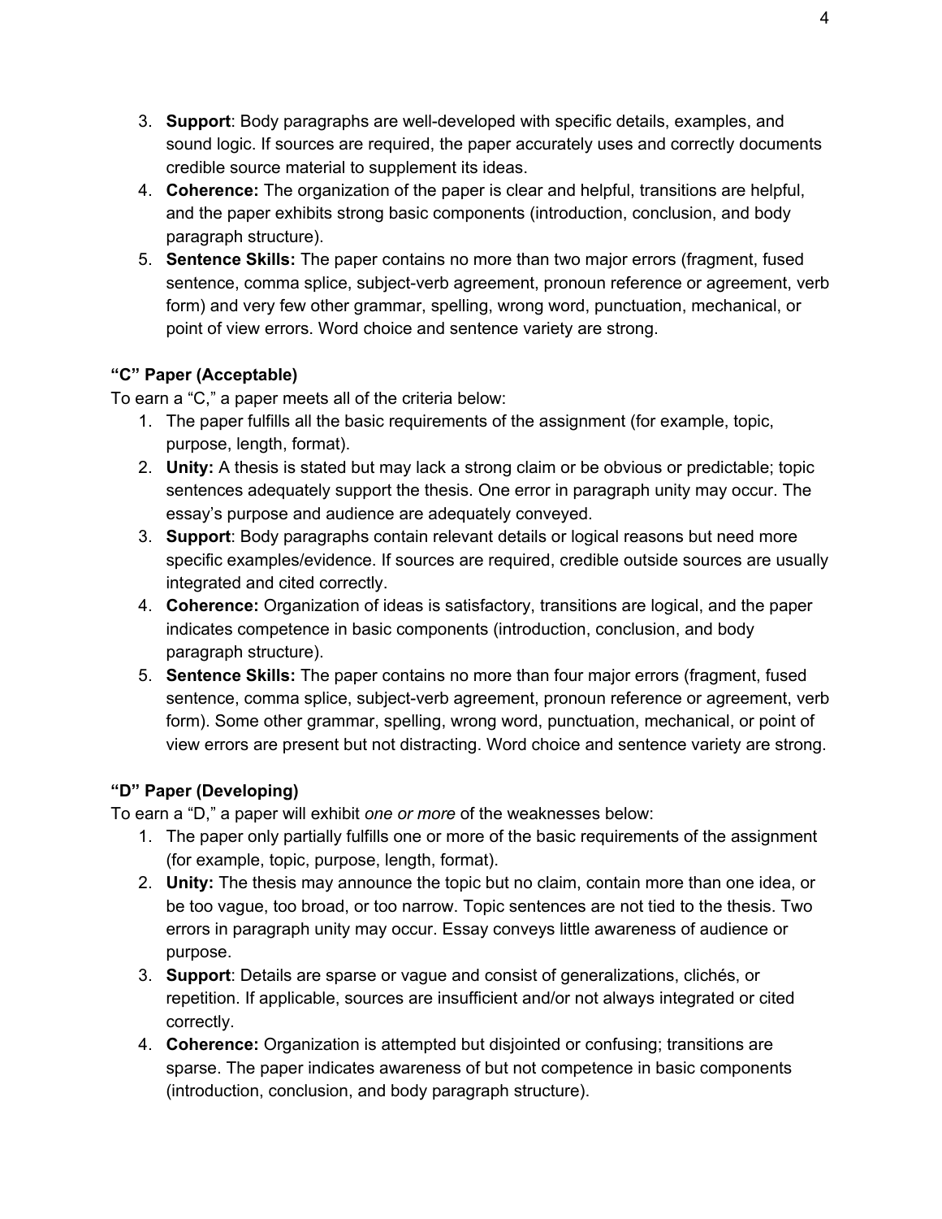3. **Support**: Body paragraphs are well-developed with specific details, examples, and sound logic. If sources are required, the paper accurately uses and correctly documents credible source material to supplement its ideas.
4. **Coherence:** The organization of the paper is clear and helpful, transitions are helpful, and the paper exhibits strong basic components (introduction, conclusion, and body paragraph structure).
5. **Sentence Skills:** The paper contains no more than two major errors (fragment, fused sentence, comma splice, subject-verb agreement, pronoun reference or agreement, verb form) and very few other grammar, spelling, wrong word, punctuation, mechanical, or point of view errors. Word choice and sentence variety are strong.

**"C" Paper (Acceptable)**

To earn a "C," a paper meets all of the criteria below:

1. The paper fulfills all the basic requirements of the assignment (for example, topic, purpose, length, format).
2. **Unity:** A thesis is stated but may lack a strong claim or be obvious or predictable; topic sentences adequately support the thesis. One error in paragraph unity may occur. The essay's purpose and audience are adequately conveyed.
3. **Support**: Body paragraphs contain relevant details or logical reasons but need more specific examples/evidence. If sources are required, credible outside sources are usually integrated and cited correctly.
4. **Coherence:** Organization of ideas is satisfactory, transitions are logical, and the paper indicates competence in basic components (introduction, conclusion, and body paragraph structure).
5. **Sentence Skills:** The paper contains no more than four major errors (fragment, fused sentence, comma splice, subject-verb agreement, pronoun reference or agreement, verb form). Some other grammar, spelling, wrong word, punctuation, mechanical, or point of view errors are present but not distracting. Word choice and sentence variety are strong.

**"D" Paper (Developing)**

To earn a "D," a paper will exhibit *one or more* of the weaknesses below:

1. The paper only partially fulfills one or more of the basic requirements of the assignment (for example, topic, purpose, length, format).
2. **Unity:** The thesis may announce the topic but no claim, contain more than one idea, or be too vague, too broad, or too narrow. Topic sentences are not tied to the thesis. Two errors in paragraph unity may occur. Essay conveys little awareness of audience or purpose.
3. **Support**: Details are sparse or vague and consist of generalizations, clichés, or repetition. If applicable, sources are insufficient and/or not always integrated or cited correctly.
4. **Coherence:** Organization is attempted but disjointed or confusing; transitions are sparse. The paper indicates awareness of but not competence in basic components (introduction, conclusion, and body paragraph structure).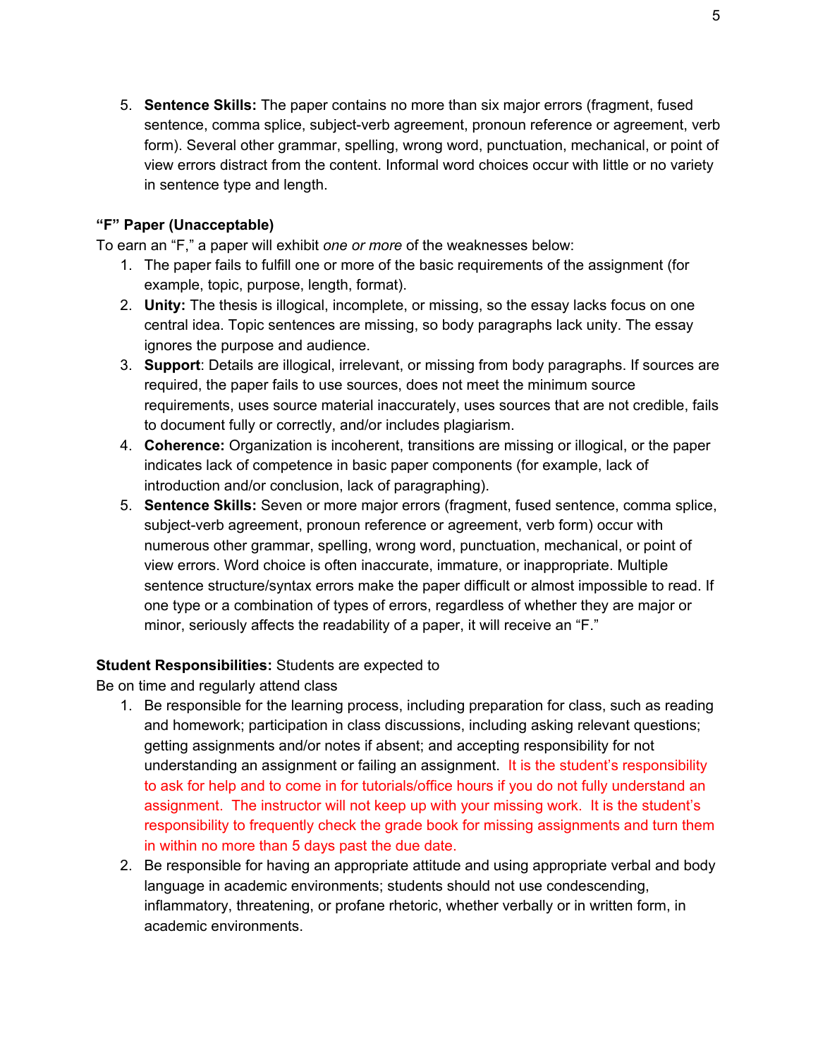5. **Sentence Skills:** The paper contains no more than six major errors (fragment, fused sentence, comma splice, subject-verb agreement, pronoun reference or agreement, verb form). Several other grammar, spelling, wrong word, punctuation, mechanical, or point of view errors distract from the content. Informal word choices occur with little or no variety in sentence type and length.

**"F" Paper (Unacceptable)**

To earn an "F," a paper will exhibit *one or more* of the weaknesses below:

1. The paper fails to fulfill one or more of the basic requirements of the assignment (for example, topic, purpose, length, format).
2. **Unity:** The thesis is illogical, incomplete, or missing, so the essay lacks focus on one central idea. Topic sentences are missing, so body paragraphs lack unity. The essay ignores the purpose and audience.
3. **Support**: Details are illogical, irrelevant, or missing from body paragraphs. If sources are required, the paper fails to use sources, does not meet the minimum source requirements, uses source material inaccurately, uses sources that are not credible, fails to document fully or correctly, and/or includes plagiarism.
4. **Coherence:** Organization is incoherent, transitions are missing or illogical, or the paper indicates lack of competence in basic paper components (for example, lack of introduction and/or conclusion, lack of paragraphing).
5. **Sentence Skills:** Seven or more major errors (fragment, fused sentence, comma splice, subject-verb agreement, pronoun reference or agreement, verb form) occur with numerous other grammar, spelling, wrong word, punctuation, mechanical, or point of view errors. Word choice is often inaccurate, immature, or inappropriate. Multiple sentence structure/syntax errors make the paper difficult or almost impossible to read. If one type or a combination of types of errors, regardless of whether they are major or minor, seriously affects the readability of a paper, it will receive an "F."

**Student Responsibilities:** Students are expected to

Be on time and regularly attend class

1. Be responsible for the learning process, including preparation for class, such as reading and homework; participation in class discussions, including asking relevant questions; getting assignments and/or notes if absent; and accepting responsibility for not understanding an assignment or failing an assignment. It is the student's responsibility to ask for help and to come in for tutorials/office hours if you do not fully understand an assignment. The instructor will not keep up with your missing work. It is the student's responsibility to frequently check the grade book for missing assignments and turn them in within no more than 5 days past the due date.
2. Be responsible for having an appropriate attitude and using appropriate verbal and body language in academic environments; students should not use condescending, inflammatory, threatening, or profane rhetoric, whether verbally or in written form, in academic environments.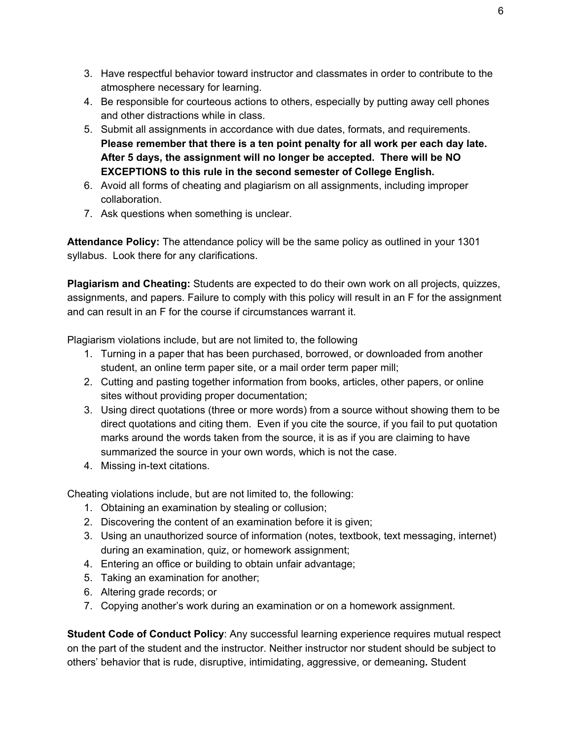3. Have respectful behavior toward instructor and classmates in order to contribute to the atmosphere necessary for learning.
4. Be responsible for courteous actions to others, especially by putting away cell phones and other distractions while in class.
5. Submit all assignments in accordance with due dates, formats, and requirements. **Please remember that there is a ten point penalty for all work per each day late. After 5 days, the assignment will no longer be accepted. There will be NO EXCEPTIONS to this rule in the second semester of College English.**
6. Avoid all forms of cheating and plagiarism on all assignments, including improper collaboration.
7. Ask questions when something is unclear.

**Attendance Policy:** The attendance policy will be the same policy as outlined in your 1301 syllabus. Look there for any clarifications.

**Plagiarism and Cheating:** Students are expected to do their own work on all projects, quizzes, assignments, and papers. Failure to comply with this policy will result in an F for the assignment and can result in an F for the course if circumstances warrant it.

Plagiarism violations include, but are not limited to, the following

1. Turning in a paper that has been purchased, borrowed, or downloaded from another student, an online term paper site, or a mail order term paper mill;
2. Cutting and pasting together information from books, articles, other papers, or online sites without providing proper documentation;
3. Using direct quotations (three or more words) from a source without showing them to be direct quotations and citing them. Even if you cite the source, if you fail to put quotation marks around the words taken from the source, it is as if you are claiming to have summarized the source in your own words, which is not the case.
4. Missing in-text citations.

Cheating violations include, but are not limited to, the following:

1. Obtaining an examination by stealing or collusion;
2. Discovering the content of an examination before it is given;
3. Using an unauthorized source of information (notes, textbook, text messaging, internet) during an examination, quiz, or homework assignment;
4. Entering an office or building to obtain unfair advantage;
5. Taking an examination for another;
6. Altering grade records; or
7. Copying another's work during an examination or on a homework assignment.

**Student Code of Conduct Policy**: Any successful learning experience requires mutual respect on the part of the student and the instructor. Neither instructor nor student should be subject to others' behavior that is rude, disruptive, intimidating, aggressive, or demeaning**.** Student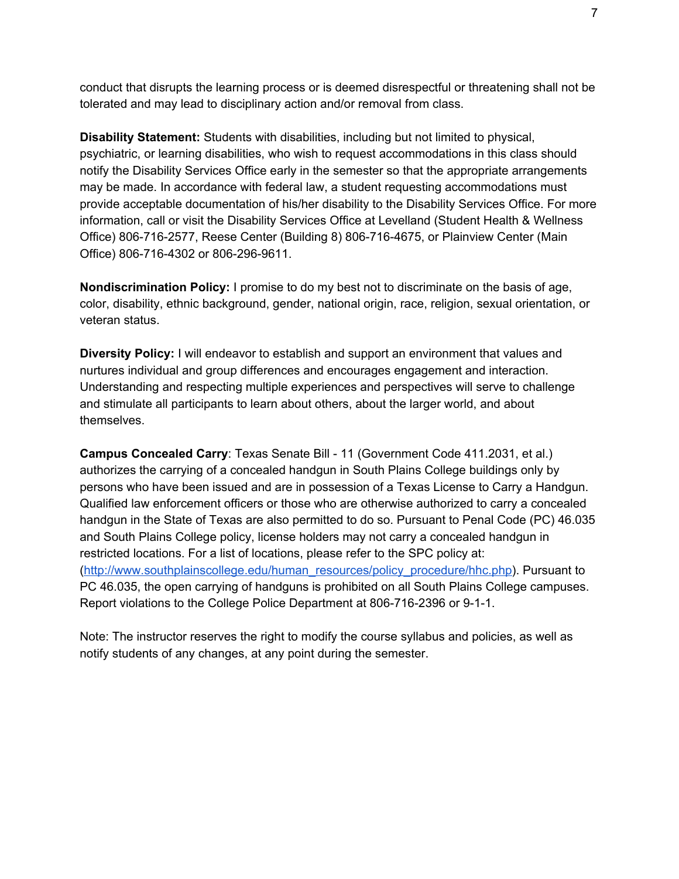conduct that disrupts the learning process or is deemed disrespectful or threatening shall not be tolerated and may lead to disciplinary action and/or removal from class.

**Disability Statement:** Students with disabilities, including but not limited to physical, psychiatric, or learning disabilities, who wish to request accommodations in this class should notify the Disability Services Office early in the semester so that the appropriate arrangements may be made. In accordance with federal law, a student requesting accommodations must provide acceptable documentation of his/her disability to the Disability Services Office. For more information, call or visit the Disability Services Office at Levelland (Student Health & Wellness Office) 806-716-2577, Reese Center (Building 8) 806-716-4675, or Plainview Center (Main Office) 806-716-4302 or 806-296-9611.

**Nondiscrimination Policy:** I promise to do my best not to discriminate on the basis of age, color, disability, ethnic background, gender, national origin, race, religion, sexual orientation, or veteran status.

**Diversity Policy:** I will endeavor to establish and support an environment that values and nurtures individual and group differences and encourages engagement and interaction. Understanding and respecting multiple experiences and perspectives will serve to challenge and stimulate all participants to learn about others, about the larger world, and about themselves.

**Campus Concealed Carry**: Texas Senate Bill - 11 (Government Code 411.2031, et al.) authorizes the carrying of a concealed handgun in South Plains College buildings only by persons who have been issued and are in possession of a Texas License to Carry a Handgun. Qualified law enforcement officers or those who are otherwise authorized to carry a concealed handgun in the State of Texas are also permitted to do so. Pursuant to Penal Code (PC) 46.035 and South Plains College policy, license holders may not carry a concealed handgun in restricted locations. For a list of locations, please refer to the SPC policy at: (http://www.southplainscollege.edu/human_resources/policy_procedure/hhc.php). Pursuant to PC 46.035, the open carrying of handguns is prohibited on all South Plains College campuses. Report violations to the College Police Department at 806-716-2396 or 9-1-1.

Note: The instructor reserves the right to modify the course syllabus and policies, as well as notify students of any changes, at any point during the semester.